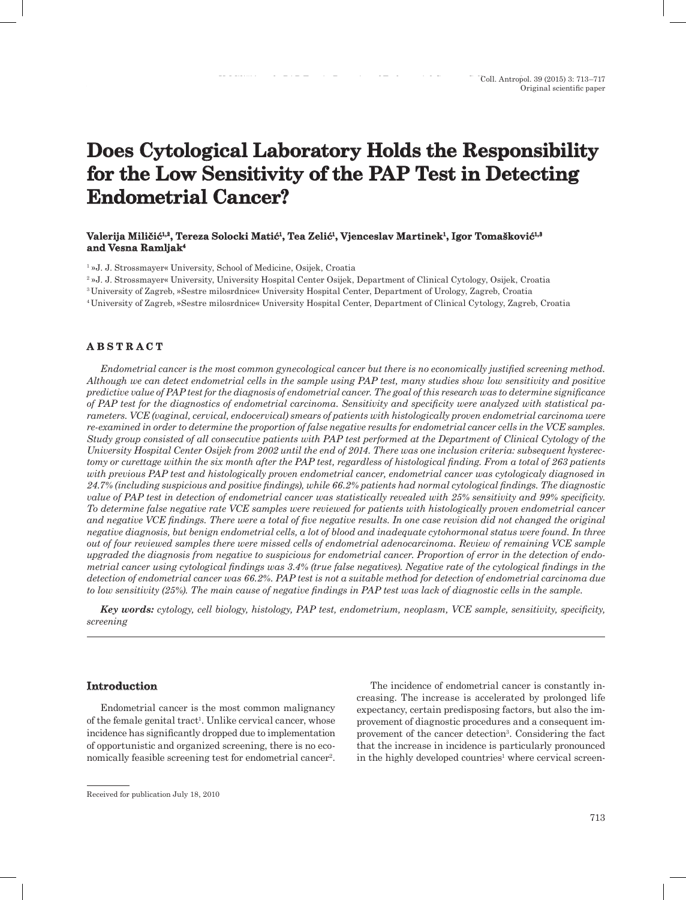Original scientific paper

# Does Cytological Laboratory Holds the Responsibility for the Low Sensitivity of the PAP Test in Detecting Endometrial Cancer?

**Valerija Miličić[1,2], Tereza Solocki Matić[1], Tea Zelić[1], Vjenceslav Martinek[1], Igor Tomašković[1,3] and Vesna Ramljak[4]**

[1] »J. J. Strossmayer« University, School of Medicine, Osijek, Croatia

[2] »J. J. Strossmayer« University, University Hospital Center Osijek, Department of Clinical Cytology, Osijek, Croatia

[3] University of Zagreb, »Sestre milosrdnice« University Hospital Center, Department of Urology, Zagreb, Croatia

[4] University of Zagreb, »Sestre milosrdnice« University Hospital Center, Department of Clinical Cytology, Zagreb, Croatia

## ABSTRACT

*Endometrial cancer is the most common gynecological cancer but there is no economically justified screening method. Although we can detect endometrial cells in the sample using PAP test, many studies show low sensitivity and positive predictive value of PAP test for the diagnosis of endometrial cancer. The goal of this research was to determine significance of PAP test for the diagnostics of endometrial carcinoma. Sensitivity and specificity were analyzed with statistical parameters. VCE (vaginal, cervical, endocervical) smears of patients with histologically proven endometrial carcinoma were re-examined in order to determine the proportion of false negative results for endometrial cancer cells in the VCE samples. Study group consisted of all consecutive patients with PAP test performed at the Department of Clinical Cytology of the University Hospital Center Osijek from 2002 until the end of 2014. There was one inclusion criteria: subsequent hysterectomy or curettage within the six month after the PAP test, regardless of histological finding. From a total of 263 patients with previous PAP test and histologically proven endometrial cancer, endometrial cancer was cytologicaly diagnosed in 24.7% (including suspicious and positive findings), while 66.2% patients had normal cytological findings. The diagnostic value of PAP test in detection of endometrial cancer was statistically revealed with 25% sensitivity and 99% specificity. To determine false negative rate VCE samples were reviewed for patients with histologically proven endometrial cancer and negative VCE findings. There were a total of five negative results. In one case revision did not changed the original negative diagnosis, but benign endometrial cells, a lot of blood and inadequate cytohormonal status were found. In three out of four reviewed samples there were missed cells of endometrial adenocarcinoma. Review of remaining VCE sample upgraded the diagnosis from negative to suspicious for endometrial cancer. Proportion of error in the detection of endometrial cancer using cytological findings was 3.4% (true false negatives). Negative rate of the cytological findings in the detection of endometrial cancer was 66.2%. PAP test is not a suitable method for detection of endometrial carcinoma due to low sensitivity (25%). The main cause of negative findings in PAP test was lack of diagnostic cells in the sample.*

***Key words:*** *cytology, cell biology, histology, PAP test, endometrium, neoplasm, VCE sample, sensitivity, specificity, screening*

## Introduction

Endometrial cancer is the most common malignancy of the female genital tract[1]. Unlike cervical cancer, whose incidence has significantly dropped due to implementation of opportunistic and organized screening, there is no economically feasible screening test for endometrial cancer[2].

The incidence of endometrial cancer is constantly increasing. The increase is accelerated by prolonged life expectancy, certain predisposing factors, but also the improvement of diagnostic procedures and a consequent improvement of the cancer detection[3]. Considering the fact that the increase in incidence is particularly pronounced in the highly developed countries[1] where cervical screen-

Received for publication July 18, 2010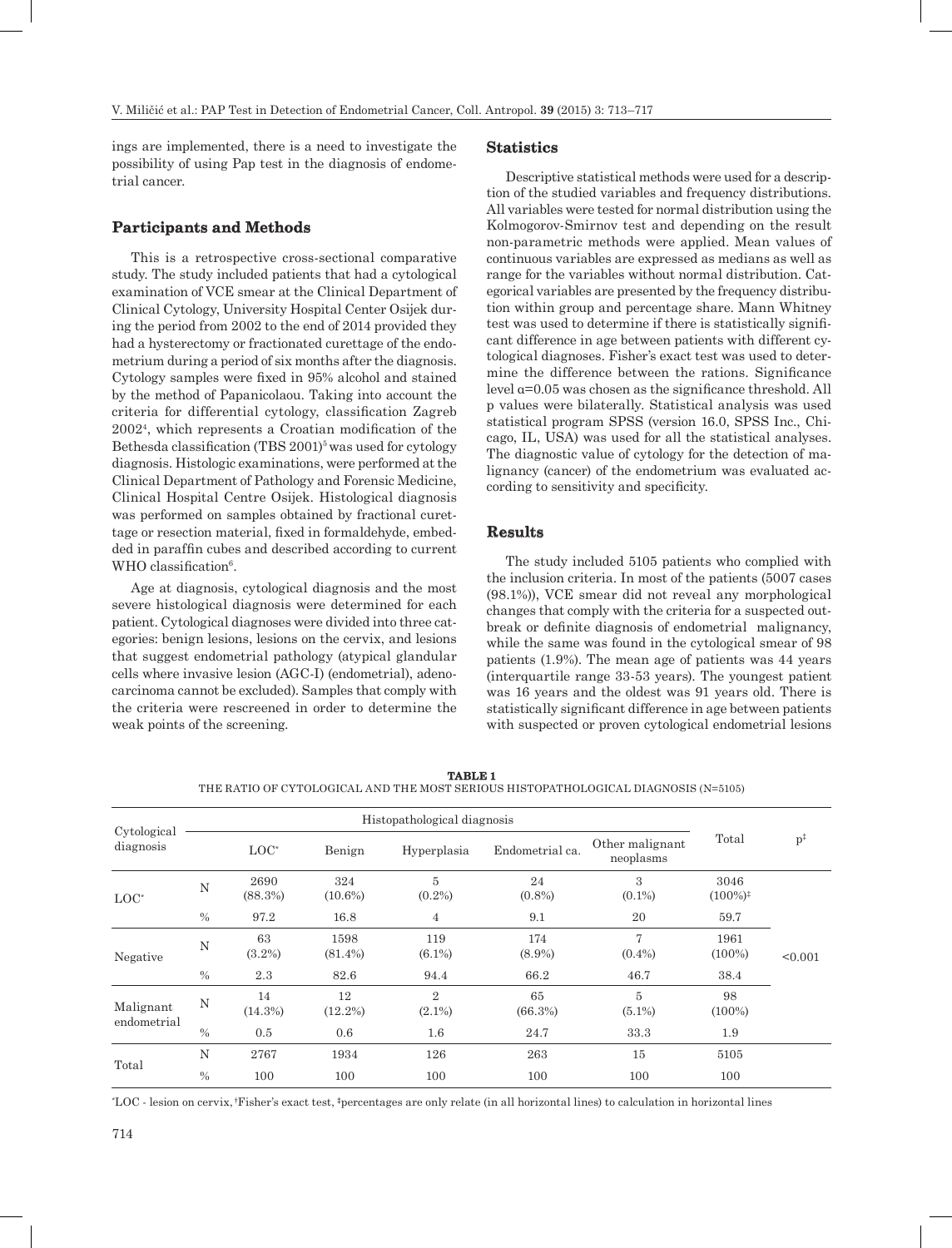ings are implemented, there is a need to investigate the possibility of using Pap test in the diagnosis of endometrial cancer.

## Participants and Methods

This is a retrospective cross-sectional comparative study. The study included patients that had a cytological examination of VCE smear at the Clinical Department of Clinical Cytology, University Hospital Center Osijek during the period from 2002 to the end of 2014 provided they had a hysterectomy or fractionated curettage of the endometrium during a period of six months after the diagnosis. Cytology samples were fixed in 95% alcohol and stained by the method of Papanicolaou. Taking into account the criteria for differential cytology, classification Zagreb 2002[4], which represents a Croatian modification of the Bethesda classification (TBS 2001)[5] was used for cytology diagnosis. Histologic examinations, were performed at the Clinical Department of Pathology and Forensic Medicine, Clinical Hospital Centre Osijek. Histological diagnosis was performed on samples obtained by fractional curettage or resection material, fixed in formaldehyde, embedded in paraffin cubes and described according to current WHO classification[6].

Age at diagnosis, cytological diagnosis and the most severe histological diagnosis were determined for each patient. Cytological diagnoses were divided into three categories: benign lesions, lesions on the cervix, and lesions that suggest endometrial pathology (atypical glandular cells where invasive lesion (AGC-I) (endometrial), adenocarcinoma cannot be excluded). Samples that comply with the criteria were rescreened in order to determine the weak points of the screening.

## Statistics

Descriptive statistical methods were used for a description of the studied variables and frequency distributions. All variables were tested for normal distribution using the Kolmogorov-Smirnov test and depending on the result non-parametric methods were applied. Mean values of continuous variables are expressed as medians as well as range for the variables without normal distribution. Categorical variables are presented by the frequency distribution within group and percentage share. Mann Whitney test was used to determine if there is statistically significant difference in age between patients with different cytological diagnoses. Fisher's exact test was used to determine the difference between the rations. Significance level $\alpha$=0.05 was chosen as the significance threshold. All p values were bilaterally. Statistical analysis was used statistical program SPSS (version 16.0, SPSS Inc., Chicago, IL, USA) was used for all the statistical analyses. The diagnostic value of cytology for the detection of malignancy (cancer) of the endometrium was evaluated according to sensitivity and specificity.

## Results

The study included 5105 patients who complied with the inclusion criteria. In most of the patients (5007 cases (98.1%)), VCE smear did not reveal any morphological changes that comply with the criteria for a suspected outbreak or definite diagnosis of endometrial malignancy, while the same was found in the cytological smear of 98 patients (1.9%). The mean age of patients was 44 years (interquartile range 33-53 years). The youngest patient was 16 years and the oldest was 91 years old. There is statistically significant difference in age between patients with suspected or proven cytological endometrial lesions

**TABLE 1**
THE RATIO OF CYTOLOGICAL AND THE MOST SERIOUS HISTOPATHOLOGICAL DIAGNOSIS (N=5105)

| Cytological diagnosis | | Histopathological diagnosis | | | | | Total | p[‡] |
|---|---|---|---|---|---|---|---|---|
| | | LOC* | Benign | Hyperplasia | Endometrial ca. | Other malignant neoplasms | | |
| LOC* | N | 2690 (88.3%) | 324 (10.6%) | 5 (0.2%) | 24 (0.8%) | 3 (0.1%) | 3046 (100%)[‡] | <0.001 |
| | % | 97.2 | 16.8 | 4 | 9.1 | 20 | 59.7 | |
| Negative | N | 63 (3.2%) | 1598 (81.4%) | 119 (6.1%) | 174 (8.9%) | 7 (0.4%) | 1961 (100%) | |
| | % | 2.3 | 82.6 | 94.4 | 66.2 | 46.7 | 38.4 | |
| Malignant endometrial | N | 14 (14.3%) | 12 (12.2%) | 2 (2.1%) | 65 (66.3%) | 5 (5.1%) | 98 (100%) | |
| | % | 0.5 | 0.6 | 1.6 | 24.7 | 33.3 | 1.9 | |
| Total | N | 2767 | 1934 | 126 | 263 | 15 | 5105 | |
| | % | 100 | 100 | 100 | 100 | 100 | 100 | |

*LOC - lesion on cervix, †Fisher's exact test, ‡percentages are only relate (in all horizontal lines) to calculation in horizontal lines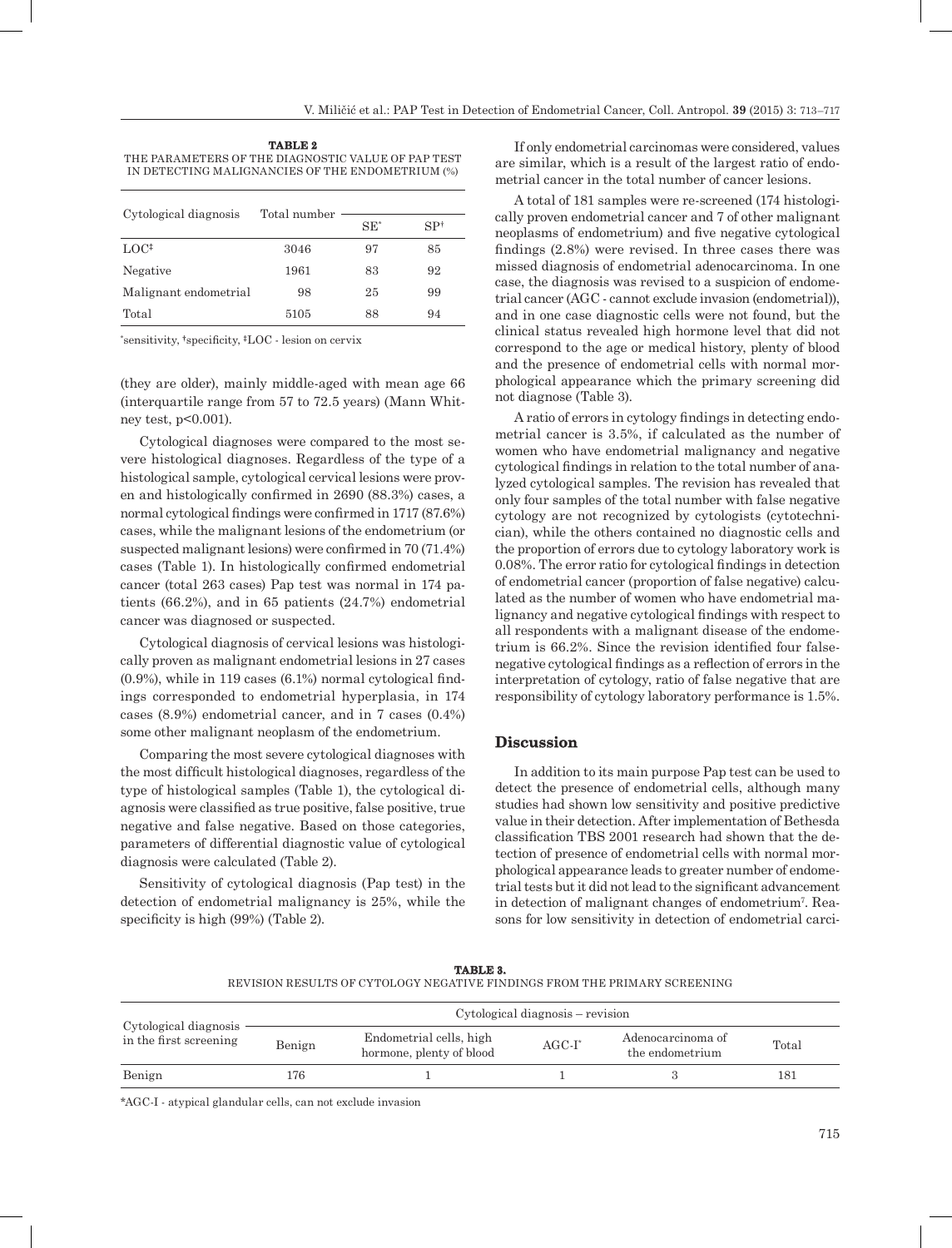**TABLE 2**
THE PARAMETERS OF THE DIAGNOSTIC VALUE OF PAP TEST IN DETECTING MALIGNANCIES OF THE ENDOMETRIUM (%)

| Cytological diagnosis | Total number | SE* | SP† |
|---|---|---|---|
| LOC‡ | 3046 | 97 | 85 |
| Negative | 1961 | 83 | 92 |
| Malignant endometrial | 98 | 25 | 99 |
| Total | 5105 | 88 | 94 |

*sensitivity, †specificity, ‡LOC - lesion on cervix

(they are older), mainly middle-aged with mean age 66 (interquartile range from 57 to 72.5 years) (Mann Whitney test, $p<0.001$).

Cytological diagnoses were compared to the most severe histological diagnoses. Regardless of the type of a histological sample, cytological cervical lesions were proven and histologically confirmed in 2690 (88.3%) cases, a normal cytological findings were confirmed in 1717 (87.6%) cases, while the malignant lesions of the endometrium (or suspected malignant lesions) were confirmed in 70 (71.4%) cases (Table 1). In histologically confirmed endometrial cancer (total 263 cases) Pap test was normal in 174 patients (66.2%), and in 65 patients (24.7%) endometrial cancer was diagnosed or suspected.

Cytological diagnosis of cervical lesions was histologically proven as malignant endometrial lesions in 27 cases (0.9%), while in 119 cases (6.1%) normal cytological findings corresponded to endometrial hyperplasia, in 174 cases (8.9%) endometrial cancer, and in 7 cases (0.4%) some other malignant neoplasm of the endometrium.

Comparing the most severe cytological diagnoses with the most difficult histological diagnoses, regardless of the type of histological samples (Table 1), the cytological diagnosis were classified as true positive, false positive, true negative and false negative. Based on those categories, parameters of differential diagnostic value of cytological diagnosis were calculated (Table 2).

Sensitivity of cytological diagnosis (Pap test) in the detection of endometrial malignancy is 25%, while the specificity is high (99%) (Table 2).

If only endometrial carcinomas were considered, values are similar, which is a result of the largest ratio of endometrial cancer in the total number of cancer lesions.

A total of 181 samples were re-screened (174 histologically proven endometrial cancer and 7 of other malignant neoplasms of endometrium) and five negative cytological findings (2.8%) were revised. In three cases there was missed diagnosis of endometrial adenocarcinoma. In one case, the diagnosis was revised to a suspicion of endometrial cancer (AGC - cannot exclude invasion (endometrial)), and in one case diagnostic cells were not found, but the clinical status revealed high hormone level that did not correspond to the age or medical history, plenty of blood and the presence of endometrial cells with normal morphological appearance which the primary screening did not diagnose (Table 3).

A ratio of errors in cytology findings in detecting endometrial cancer is 3.5%, if calculated as the number of women who have endometrial malignancy and negative cytological findings in relation to the total number of analyzed cytological samples. The revision has revealed that only four samples of the total number with false negative cytology are not recognized by cytologists (cytotechnician), while the others contained no diagnostic cells and the proportion of errors due to cytology laboratory work is 0.08%. The error ratio for cytological findings in detection of endometrial cancer (proportion of false negative) calculated as the number of women who have endometrial malignancy and negative cytological findings with respect to all respondents with a malignant disease of the endometrium is 66.2%. Since the revision identified four false-negative cytological findings as a reflection of errors in the interpretation of cytology, ratio of false negative that are responsibility of cytology laboratory performance is 1.5%.

## Discussion

In addition to its main purpose Pap test can be used to detect the presence of endometrial cells, although many studies had shown low sensitivity and positive predictive value in their detection. After implementation of Bethesda classification TBS 2001 research had shown that the detection of presence of endometrial cells with normal morphological appearance leads to greater number of endometrial tests but it did not lead to the significant advancement in detection of malignant changes of endometrium[7]. Reasons for low sensitivity in detection of endometrial carci-

**TABLE 3.**
REVISION RESULTS OF CYTOLOGY NEGATIVE FINDINGS FROM THE PRIMARY SCREENING

| Cytological diagnosis in the first screening | Cytological diagnosis – revision | | | | |
|---|---|---|---|---|---|
| | Benign | Endometrial cells, high hormone, plenty of blood | AGC-I* | Adenocarcinoma of the endometrium | Total |
| Benign | 176 | 1 | 1 | 3 | 181 |

*AGC-I - atypical glandular cells, can not exclude invasion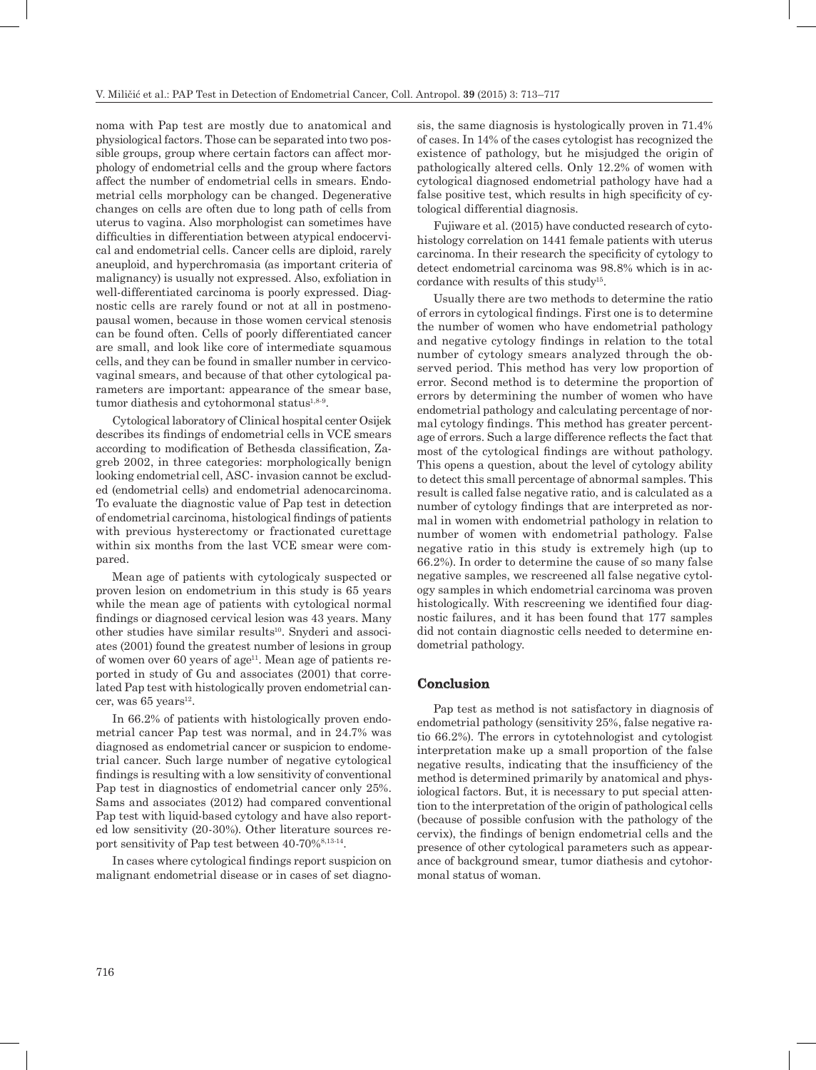noma with Pap test are mostly due to anatomical and physiological factors. Those can be separated into two possible groups, group where certain factors can affect morphology of endometrial cells and the group where factors affect the number of endometrial cells in smears. Endometrial cells morphology can be changed. Degenerative changes on cells are often due to long path of cells from uterus to vagina. Also morphologist can sometimes have difficulties in differentiation between atypical endocervical and endometrial cells. Cancer cells are diploid, rarely aneuploid, and hyperchromasia (as important criteria of malignancy) is usually not expressed. Also, exfoliation in well-differentiated carcinoma is poorly expressed. Diagnostic cells are rarely found or not at all in postmenopausal women, because in those women cervical stenosis can be found often. Cells of poorly differentiated cancer are small, and look like core of intermediate squamous cells, and they can be found in smaller number in cervicovaginal smears, and because of that other cytological parameters are important: appearance of the smear base, tumor diathesis and cytohormonal status[1,8-9].

Cytological laboratory of Clinical hospital center Osijek describes its findings of endometrial cells in VCE smears according to modification of Bethesda classification, Zagreb 2002, in three categories: morphologically benign looking endometrial cell, ASC- invasion cannot be excluded (endometrial cells) and endometrial adenocarcinoma. To evaluate the diagnostic value of Pap test in detection of endometrial carcinoma, histological findings of patients with previous hysterectomy or fractionated curettage within six months from the last VCE smear were compared.

Mean age of patients with cytologicaly suspected or proven lesion on endometrium in this study is 65 years while the mean age of patients with cytological normal findings or diagnosed cervical lesion was 43 years. Many other studies have similar results[10]. Snyderi and associates (2001) found the greatest number of lesions in group of women over 60 years of age[11]. Mean age of patients reported in study of Gu and associates (2001) that correlated Pap test with histologically proven endometrial cancer, was 65 years[12].

In 66.2% of patients with histologically proven endometrial cancer Pap test was normal, and in 24.7% was diagnosed as endometrial cancer or suspicion to endometrial cancer. Such large number of negative cytological findings is resulting with a low sensitivity of conventional Pap test in diagnostics of endometrial cancer only 25%. Sams and associates (2012) had compared conventional Pap test with liquid-based cytology and have also reported low sensitivity (20-30%). Other literature sources report sensitivity of Pap test between 40-70%[8,13-14].

In cases where cytological findings report suspicion on malignant endometrial disease or in cases of set diagnosis, the same diagnosis is hystologically proven in 71.4% of cases. In 14% of the cases cytologist has recognized the existence of pathology, but he misjudged the origin of pathologically altered cells. Only 12.2% of women with cytological diagnosed endometrial pathology have had a false positive test, which results in high specificity of cytological differential diagnosis.

Fujiware et al. (2015) have conducted research of cytohistology correlation on 1441 female patients with uterus carcinoma. In their research the specificity of cytology to detect endometrial carcinoma was 98.8% which is in accordance with results of this study[15].

Usually there are two methods to determine the ratio of errors in cytological findings. First one is to determine the number of women who have endometrial pathology and negative cytology findings in relation to the total number of cytology smears analyzed through the observed period. This method has very low proportion of error. Second method is to determine the proportion of errors by determining the number of women who have endometrial pathology and calculating percentage of normal cytology findings. This method has greater percentage of errors. Such a large difference reflects the fact that most of the cytological findings are without pathology. This opens a question, about the level of cytology ability to detect this small percentage of abnormal samples. This result is called false negative ratio, and is calculated as a number of cytology findings that are interpreted as normal in women with endometrial pathology in relation to number of women with endometrial pathology. False negative ratio in this study is extremely high (up to 66.2%). In order to determine the cause of so many false negative samples, we rescreened all false negative cytology samples in which endometrial carcinoma was proven histologically. With rescreening we identified four diagnostic failures, and it has been found that 177 samples did not contain diagnostic cells needed to determine endometrial pathology.

## Conclusion

Pap test as method is not satisfactory in diagnosis of endometrial pathology (sensitivity 25%, false negative ratio 66.2%). The errors in cytotehnologist and cytologist interpretation make up a small proportion of the false negative results, indicating that the insufficiency of the method is determined primarily by anatomical and physiological factors. But, it is necessary to put special attention to the interpretation of the origin of pathological cells (because of possible confusion with the pathology of the cervix), the findings of benign endometrial cells and the presence of other cytological parameters such as appearance of background smear, tumor diathesis and cytohormonal status of woman.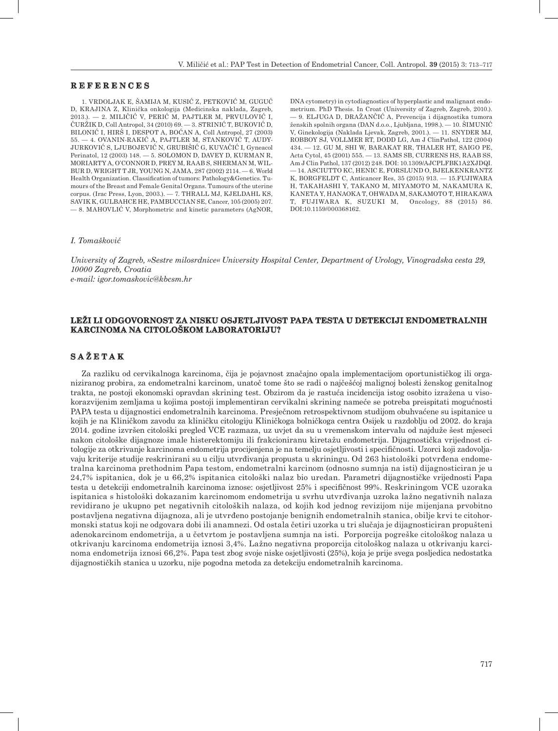## REFERENCES

1. VRDOLJAK E, ŠAMIJA M, KUSIĆ Z, PETKOVIĆ M, GUGUĆ D, KRAJINA Z, Klinička onkologija (Medicinska naklada, Zagreb, 2013.). — 2. MILIČIĆ V, PERIĆ M, PAJTLER M, PRVULOVIĆ I, ČURŽIK D, Coll Antropol, 34 (2010) 69. — 3. STRINIĆ T, BUKOVIĆ D, BILONIĆ I, HIRŠ I, DESPOT A, BOĆAN A, Coll Antropol, 27 (2003) 55. — 4. OVANIN-RAKIĆ A, PAJTLER M, STANKOVIĆ T, AUDY-JURKOVIĆ S, LJUBOJEVIĆ N, GRUBIŠIĆ G, KUVAČIĆ I, Gyneacol Perinatol, 12 (2003) 148. — 5. SOLOMON D, DAVEY D, KURMAN R, MORIARTY A, O'CONNOR D, PREY M, RAAB S, SHERMAN M, WILBUR D, WRIGHT T JR, YOUNG N, JAMA, 287 (2002) 2114. — 6. World Health Organization. Classification of tumors: Pathology&Genetics. Tumours of the Breast and Female Genital Organs. Tumours of the uterine corpus. (Irac Press, Lyon, 2003.). — 7. THRALL MJ, KJELDAHL KS, SAVIK K, GULBAHCE HE, PAMBUCCIAN SE, Cancer, 105 (2005) 207. — 8. MAHOVLIĆ V, Morphometric and kinetic parameters (AgNOR, DNA cytometry) in cytodiagnostics of hyperplastic and malignant endometrium. PhD Thesis. In Croat (University of Zagreb, Zagreb, 2010.). — 9. ELJUGA D, DRAŽANČIĆ A, Prevencija i dijagnostika tumora ženskih spolnih organa (DAN d.o.o., Ljubljana, 1998.). — 10. ŠIMUNIĆ V, Ginekologija (Naklada Ljevak, Zagreb, 2001.). — 11. SNYDER MJ, ROBBOY SJ, VOLLMER RT, DODD LG, Am J ClinPathol, 122 (2004) 434. — 12. GU M, SHI W, BARAKAT RR, THALER HT, SAIGO PE, Acta Cytol, 45 (2001) 555. — 13. SAMS SB, CURRENS HS, RAAB SS, Am J Clin Pathol, 137 (2012) 248. DOI: 10.1309/AJCPLFBK1A2XJDQI. — 14. ASCIUTTO KC, HENIC E, FORSLUND O, BJELKENKRANTZ K, BORGFELDT C, Anticancer Res, 35 (2015) 913. — 15.FUJIWARA H, TAKAHASHI Y, TAKANO M, MIYAMOTO M, NAKAMURA K, KANETA Y, HANAOKA T, OHWADA M, SAKAMOTO T, HIRAKAWA T, FUJIWARA K, SUZUKI M, Oncology, 88 (2015) 86. DOI:10.1159/000368162.

*I. Tomašković*

*University of Zagreb, »Sestre milosrdnice« University Hospital Center, Department of Urology, Vinogradska cesta 29, 10000 Zagreb, Croatia*
*e-mail: igor.tomaskovic@kbcsm.hr*

## LEŽI LI ODGOVORNOST ZA NISKU OSJETLJIVOST PAPA TESTA U DETEKCIJI ENDOMETRALNIH KARCINOMA NA CITOLOŠKOM LABORATORIJU?

## SAŽETAK

Za razliku od cervikalnoga karcinoma, čija je pojavnost značajno opala implementacijom oportunističkog ili organiziranog probira, za endometralni karcinom, unatoč tome što se radi o najčešćoj malignoj bolesti ženskog genitalnog trakta, ne postoji ekonomski opravdan skrining test. Obzirom da je rastuća incidencija istog osobito izražena u visokorazvijenim zemljama u kojima postoji implementiran cervikalni skrining nameće se potreba preispitati mogućnosti PAPA testa u dijagnostici endometralnih karcinoma. Presječnom retrospektivnom studijom obuhvaćene su ispitanice u kojih je na Kliničkom zavodu za kliničku citologiju Kliničkoga bolničkog centra Osijek u razdoblju od 2002. do kraja 2014. godine izvršen citološki pregled VCE razmaza, uz uvjet da su u vremenskom intervalu od najduže šest mjeseci nakon citološke dijagnoze imale histerektomiju ili frakcioniranu kiretažu endometrija. Dijagnostička vrijednost citologije za otkrivanje karcinoma endometrija procijenjena je na temelju osjetljivosti i specifičnosti. Uzorci koji zadovoljavaju kriterije studije reskrinirani su u cilju utvrđivanja propusta u skriningu. Od 263 histološki potvrđena endometralna karcinoma prethodnim Papa testom, endometralni karcinom (odnosno sumnja na isti) dijagnosticiran je u 24,7% ispitanica, dok je u 66,2% ispitanica citološki nalaz bio uredan. Parametri dijagnostičke vrijednosti Papa testa u detekciji endometralnih karcinoma iznose: osjetljivost 25% i specifičnost 99%. Reskriningom VCE uzoraka ispitanica s histološki dokazanim karcinomom endometrija u svrhu utvrđivanja uzroka lažno negativnih nalaza revidirano je ukupno pet negativnih citoloških nalaza, od kojih kod jednog revizijom nije mijenjana prvobitno postavljena negativna dijagnoza, ali je utvrđeno postojanje benignih endometralnih stanica, obilje krvi te citohormonski status koji ne odgovara dobi ili anamnezi. Od ostala četiri uzorka u tri slučaja je dijagnosticiran propušteni adenokarcinom endometrija, a u četvrtom je postavljena sumnja na isti. Porporcija pogreške citološkog nalaza u otkrivanju karcinoma endometrija iznosi 3,4%. Lažno negativna proporcija citološkog nalaza u otkrivanju karcinoma endometrija iznosi 66,2%. Papa test zbog svoje niske osjetljivosti (25%), koja je prije svega posljedica nedostatka dijagnostičkih stanica u uzorku, nije pogodna metoda za detekciju endometralnih karcinoma.